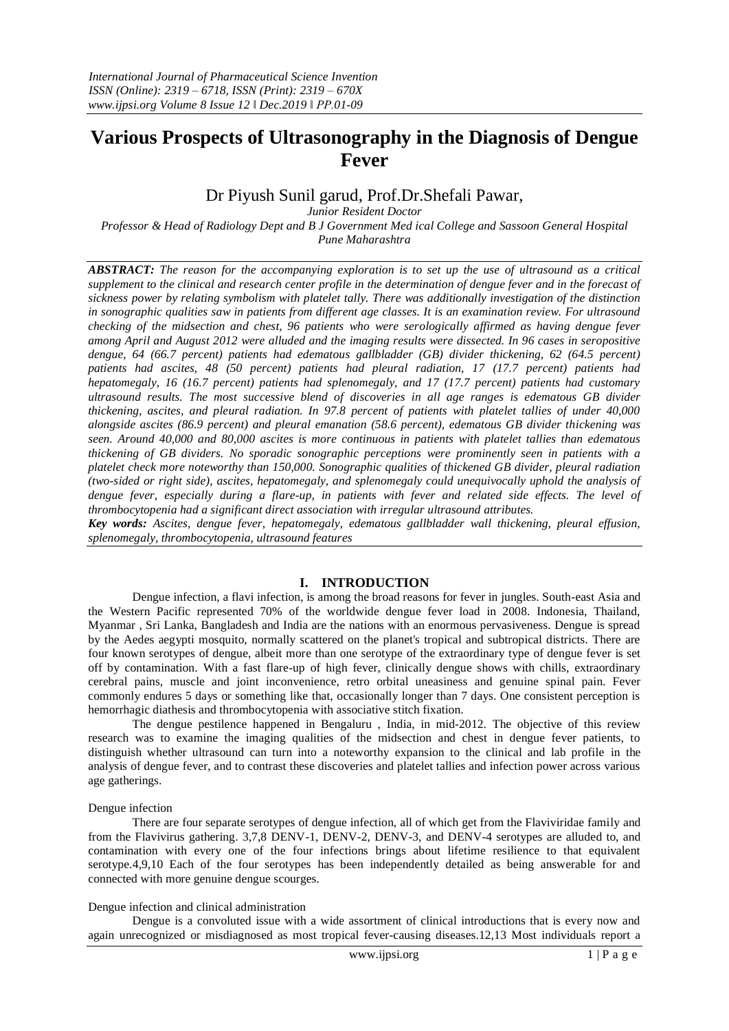# Various Prospects of Ultrasonography in the Diagnosis of Dengue Fever

Dr Piyush Sunil garud, Prof.Dr.Shefali Pawar,

*Junior Resident Doctor*

*Professor & Head of Radiology Dept and B J Government Med ical College and Sassoon General Hospital Pune Maharashtra*

***ABSTRACT:*** *The reason for the accompanying exploration is to set up the use of ultrasound as a critical supplement to the clinical and research center profile in the determination of dengue fever and in the forecast of sickness power by relating symbolism with platelet tally. There was additionally investigation of the distinction in sonographic qualities saw in patients from different age classes. It is an examination review. For ultrasound checking of the midsection and chest, 96 patients who were serologically affirmed as having dengue fever among April and August 2012 were alluded and the imaging results were dissected. In 96 cases in seropositive dengue, 64 (66.7 percent) patients had edematous gallbladder (GB) divider thickening, 62 (64.5 percent) patients had ascites, 48 (50 percent) patients had pleural radiation, 17 (17.7 percent) patients had hepatomegaly, 16 (16.7 percent) patients had splenomegaly, and 17 (17.7 percent) patients had customary ultrasound results. The most successive blend of discoveries in all age ranges is edematous GB divider thickening, ascites, and pleural radiation. In 97.8 percent of patients with platelet tallies of under 40,000 alongside ascites (86.9 percent) and pleural emanation (58.6 percent), edematous GB divider thickening was seen. Around 40,000 and 80,000 ascites is more continuous in patients with platelet tallies than edematous thickening of GB dividers. No sporadic sonographic perceptions were prominently seen in patients with a platelet check more noteworthy than 150,000. Sonographic qualities of thickened GB divider, pleural radiation (two-sided or right side), ascites, hepatomegaly, and splenomegaly could unequivocally uphold the analysis of dengue fever, especially during a flare-up, in patients with fever and related side effects. The level of thrombocytopenia had a significant direct association with irregular ultrasound attributes.*

***Key words:*** *Ascites, dengue fever, hepatomegaly, edematous gallbladder wall thickening, pleural effusion, splenomegaly, thrombocytopenia, ultrasound features*

## I. INTRODUCTION

Dengue infection, a flavi infection, is among the broad reasons for fever in jungles. South-east Asia and the Western Pacific represented 70% of the worldwide dengue fever load in 2008. Indonesia, Thailand, Myanmar , Sri Lanka, Bangladesh and India are the nations with an enormous pervasiveness. Dengue is spread by the Aedes aegypti mosquito, normally scattered on the planet's tropical and subtropical districts. There are four known serotypes of dengue, albeit more than one serotype of the extraordinary type of dengue fever is set off by contamination. With a fast flare-up of high fever, clinically dengue shows with chills, extraordinary cerebral pains, muscle and joint inconvenience, retro orbital uneasiness and genuine spinal pain. Fever commonly endures 5 days or something like that, occasionally longer than 7 days. One consistent perception is hemorrhagic diathesis and thrombocytopenia with associative stitch fixation.

The dengue pestilence happened in Bengaluru , India, in mid-2012. The objective of this review research was to examine the imaging qualities of the midsection and chest in dengue fever patients, to distinguish whether ultrasound can turn into a noteworthy expansion to the clinical and lab profile in the analysis of dengue fever, and to contrast these discoveries and platelet tallies and infection power across various age gatherings.

### Dengue infection

There are four separate serotypes of dengue infection, all of which get from the Flaviviridae family and from the Flavivirus gathering. 3,7,8 DENV-1, DENV-2, DENV-3, and DENV-4 serotypes are alluded to, and contamination with every one of the four infections brings about lifetime resilience to that equivalent serotype.4,9,10 Each of the four serotypes has been independently detailed as being answerable for and connected with more genuine dengue scourges.

### Dengue infection and clinical administration

Dengue is a convoluted issue with a wide assortment of clinical introductions that is every now and again unrecognized or misdiagnosed as most tropical fever-causing diseases.12,13 Most individuals report a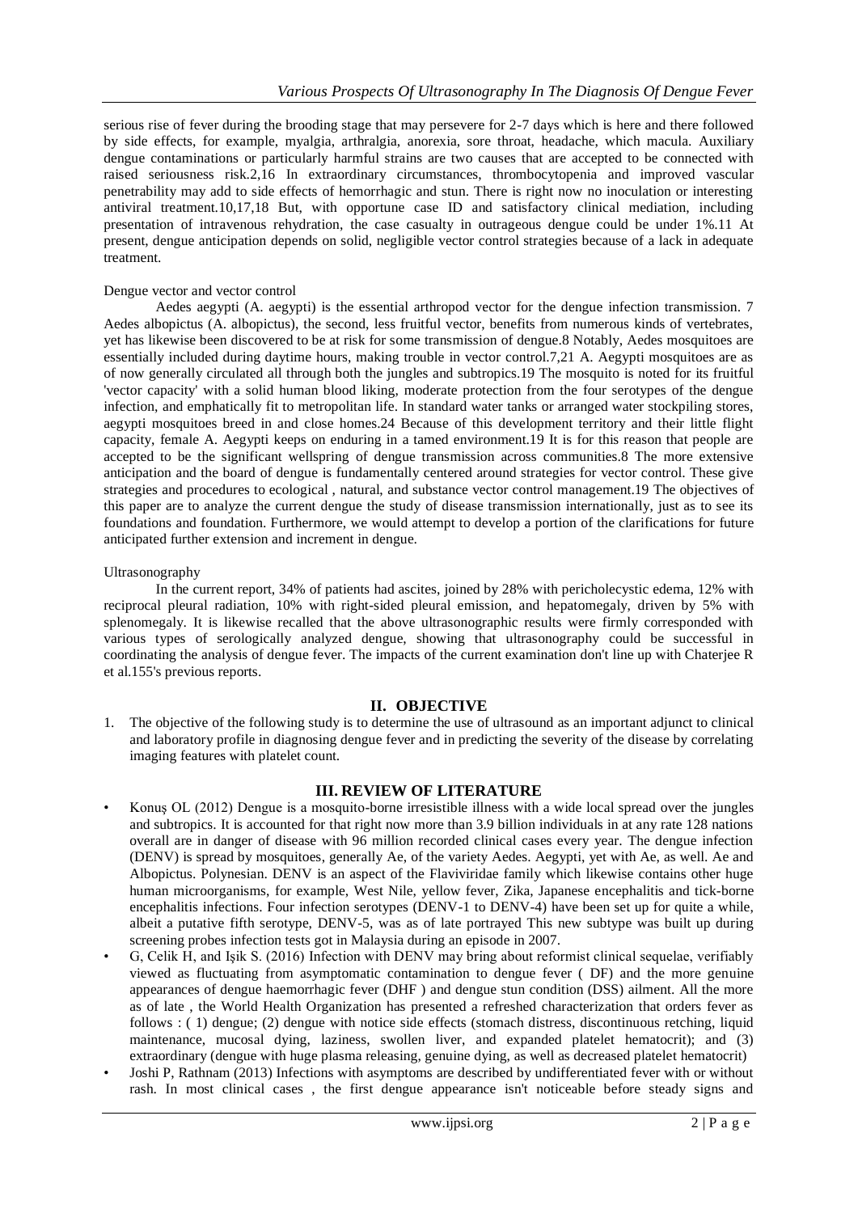serious rise of fever during the brooding stage that may persevere for 2-7 days which is here and there followed by side effects, for example, myalgia, arthralgia, anorexia, sore throat, headache, which macula. Auxiliary dengue contaminations or particularly harmful strains are two causes that are accepted to be connected with raised seriousness risk.2,16 In extraordinary circumstances, thrombocytopenia and improved vascular penetrability may add to side effects of hemorrhagic and stun. There is right now no inoculation or interesting antiviral treatment.10,17,18 But, with opportune case ID and satisfactory clinical mediation, including presentation of intravenous rehydration, the case casualty in outrageous dengue could be under 1%.11 At present, dengue anticipation depends on solid, negligible vector control strategies because of a lack in adequate treatment.

Dengue vector and vector control

Aedes aegypti (A. aegypti) is the essential arthropod vector for the dengue infection transmission. 7 Aedes albopictus (A. albopictus), the second, less fruitful vector, benefits from numerous kinds of vertebrates, yet has likewise been discovered to be at risk for some transmission of dengue.8 Notably, Aedes mosquitoes are essentially included during daytime hours, making trouble in vector control.7,21 A. Aegypti mosquitoes are as of now generally circulated all through both the jungles and subtropics.19 The mosquito is noted for its fruitful 'vector capacity' with a solid human blood liking, moderate protection from the four serotypes of the dengue infection, and emphatically fit to metropolitan life. In standard water tanks or arranged water stockpiling stores, aegypti mosquitoes breed in and close homes.24 Because of this development territory and their little flight capacity, female A. Aegypti keeps on enduring in a tamed environment.19 It is for this reason that people are accepted to be the significant wellspring of dengue transmission across communities.8 The more extensive anticipation and the board of dengue is fundamentally centered around strategies for vector control. These give strategies and procedures to ecological , natural, and substance vector control management.19 The objectives of this paper are to analyze the current dengue the study of disease transmission internationally, just as to see its foundations and foundation. Furthermore, we would attempt to develop a portion of the clarifications for future anticipated further extension and increment in dengue.

Ultrasonography

In the current report, 34% of patients had ascites, joined by 28% with pericholecystic edema, 12% with reciprocal pleural radiation, 10% with right-sided pleural emission, and hepatomegaly, driven by 5% with splenomegaly. It is likewise recalled that the above ultrasonographic results were firmly corresponded with various types of serologically analyzed dengue, showing that ultrasonography could be successful in coordinating the analysis of dengue fever. The impacts of the current examination don't line up with Chaterjee R et al.155's previous reports.

## II. OBJECTIVE

1. The objective of the following study is to determine the use of ultrasound as an important adjunct to clinical and laboratory profile in diagnosing dengue fever and in predicting the severity of the disease by correlating imaging features with platelet count.

## III. REVIEW OF LITERATURE

- Konuş OL (2012) Dengue is a mosquito-borne irresistible illness with a wide local spread over the jungles and subtropics. It is accounted for that right now more than 3.9 billion individuals in at any rate 128 nations overall are in danger of disease with 96 million recorded clinical cases every year. The dengue infection (DENV) is spread by mosquitoes, generally Ae, of the variety Aedes. Aegypti, yet with Ae, as well. Ae and Albopictus. Polynesian. DENV is an aspect of the Flaviviridae family which likewise contains other huge human microorganisms, for example, West Nile, yellow fever, Zika, Japanese encephalitis and tick-borne encephalitis infections. Four infection serotypes (DENV-1 to DENV-4) have been set up for quite a while, albeit a putative fifth serotype, DENV-5, was as of late portrayed This new subtype was built up during screening probes infection tests got in Malaysia during an episode in 2007.
- G, Celik H, and Işik S. (2016) Infection with DENV may bring about reformist clinical sequelae, verifiably viewed as fluctuating from asymptomatic contamination to dengue fever ( DF) and the more genuine appearances of dengue haemorrhagic fever (DHF ) and dengue stun condition (DSS) ailment. All the more as of late , the World Health Organization has presented a refreshed characterization that orders fever as follows : ( 1) dengue; (2) dengue with notice side effects (stomach distress, discontinuous retching, liquid maintenance, mucosal dying, laziness, swollen liver, and expanded platelet hematocrit); and (3) extraordinary (dengue with huge plasma releasing, genuine dying, as well as decreased platelet hematocrit)
- Joshi P, Rathnam (2013) Infections with asymptoms are described by undifferentiated fever with or without rash. In most clinical cases , the first dengue appearance isn't noticeable before steady signs and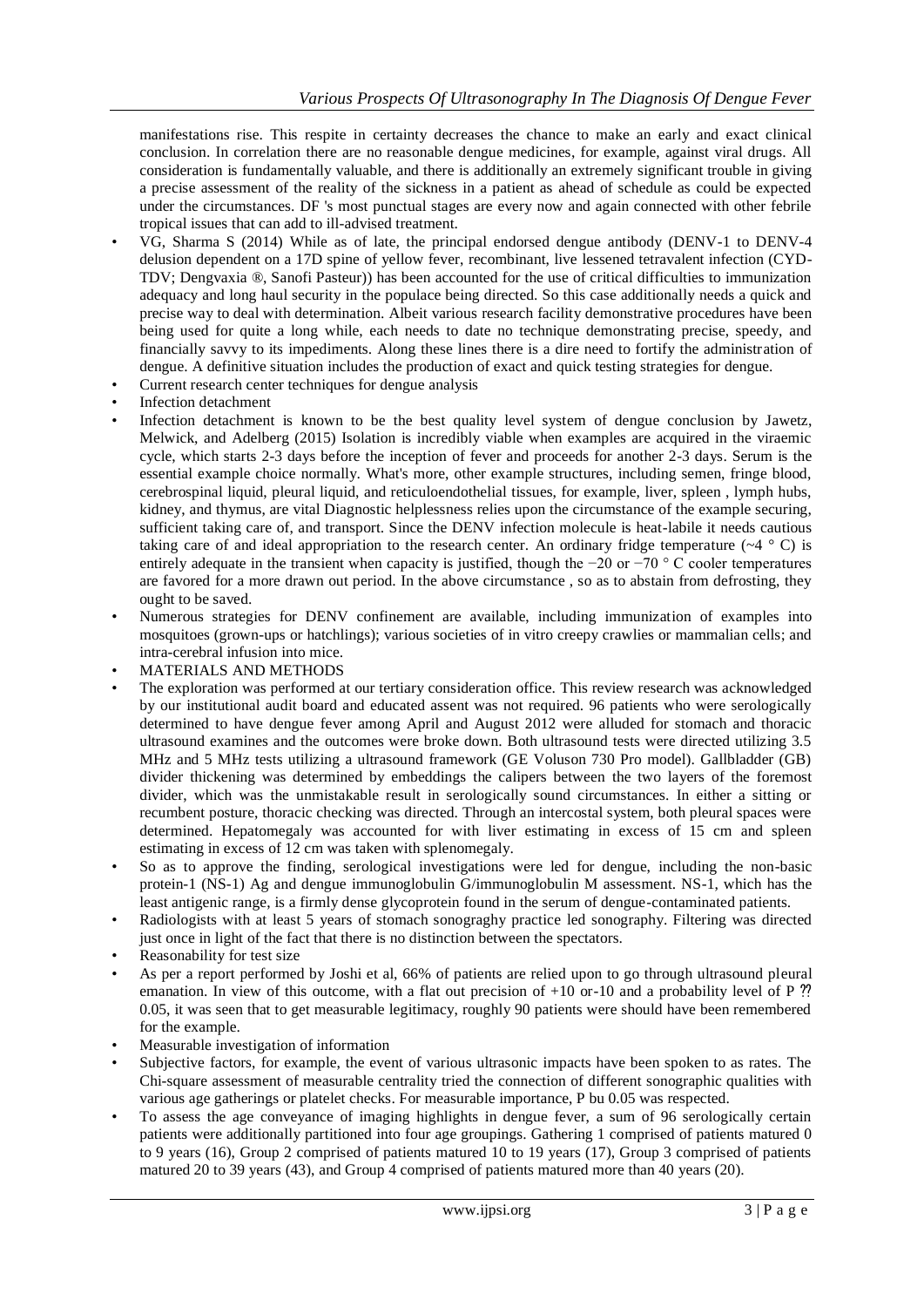manifestations rise. This respite in certainty decreases the chance to make an early and exact clinical conclusion. In correlation there are no reasonable dengue medicines, for example, against viral drugs. All consideration is fundamentally valuable, and there is additionally an extremely significant trouble in giving a precise assessment of the reality of the sickness in a patient as ahead of schedule as could be expected under the circumstances. DF 's most punctual stages are every now and again connected with other febrile tropical issues that can add to ill-advised treatment.

- VG, Sharma S (2014) While as of late, the principal endorsed dengue antibody (DENV-1 to DENV-4 delusion dependent on a 17D spine of yellow fever, recombinant, live lessened tetravalent infection (CYD-TDV; Dengvaxia ®, Sanofi Pasteur)) has been accounted for the use of critical difficulties to immunization adequacy and long haul security in the populace being directed. So this case additionally needs a quick and precise way to deal with determination. Albeit various research facility demonstrative procedures have been being used for quite a long while, each needs to date no technique demonstrating precise, speedy, and financially savvy to its impediments. Along these lines there is a dire need to fortify the administration of dengue. A definitive situation includes the production of exact and quick testing strategies for dengue.
- Current research center techniques for dengue analysis
- Infection detachment
- Infection detachment is known to be the best quality level system of dengue conclusion by Jawetz, Melwick, and Adelberg (2015) Isolation is incredibly viable when examples are acquired in the viraemic cycle, which starts 2-3 days before the inception of fever and proceeds for another 2-3 days. Serum is the essential example choice normally. What's more, other example structures, including semen, fringe blood, cerebrospinal liquid, pleural liquid, and reticuloendothelial tissues, for example, liver, spleen , lymph hubs, kidney, and thymus, are vital Diagnostic helplessness relies upon the circumstance of the example securing, sufficient taking care of, and transport. Since the DENV infection molecule is heat-labile it needs cautious taking care of and ideal appropriation to the research center. An ordinary fridge temperature (~4 ° C) is entirely adequate in the transient when capacity is justified, though the −20 or −70 ° C cooler temperatures are favored for a more drawn out period. In the above circumstance , so as to abstain from defrosting, they ought to be saved.
- Numerous strategies for DENV confinement are available, including immunization of examples into mosquitoes (grown-ups or hatchlings); various societies of in vitro creepy crawlies or mammalian cells; and intra-cerebral infusion into mice.
- MATERIALS AND METHODS
- The exploration was performed at our tertiary consideration office. This review research was acknowledged by our institutional audit board and educated assent was not required. 96 patients who were serologically determined to have dengue fever among April and August 2012 were alluded for stomach and thoracic ultrasound examines and the outcomes were broke down. Both ultrasound tests were directed utilizing 3.5 MHz and 5 MHz tests utilizing a ultrasound framework (GE Voluson 730 Pro model). Gallbladder (GB) divider thickening was determined by embeddings the calipers between the two layers of the foremost divider, which was the unmistakable result in serologically sound circumstances. In either a sitting or recumbent posture, thoracic checking was directed. Through an intercostal system, both pleural spaces were determined. Hepatomegaly was accounted for with liver estimating in excess of 15 cm and spleen estimating in excess of 12 cm was taken with splenomegaly.
- So as to approve the finding, serological investigations were led for dengue, including the non-basic protein-1 (NS-1) Ag and dengue immunoglobulin G/immunoglobulin M assessment. NS-1, which has the least antigenic range, is a firmly dense glycoprotein found in the serum of dengue-contaminated patients.
- Radiologists with at least 5 years of stomach sonograghy practice led sonography. Filtering was directed just once in light of the fact that there is no distinction between the spectators.
- Reasonability for test size
- As per a report performed by Joshi et al, 66% of patients are relied upon to go through ultrasound pleural emanation. In view of this outcome, with a flat out precision of +10 or-10 and a probability level of P ?? 0.05, it was seen that to get measurable legitimacy, roughly 90 patients were should have been remembered for the example.
- Measurable investigation of information
- Subjective factors, for example, the event of various ultrasonic impacts have been spoken to as rates. The Chi-square assessment of measurable centrality tried the connection of different sonographic qualities with various age gatherings or platelet checks. For measurable importance, P bu 0.05 was respected.
- To assess the age conveyance of imaging highlights in dengue fever, a sum of 96 serologically certain patients were additionally partitioned into four age groupings. Gathering 1 comprised of patients matured 0 to 9 years (16), Group 2 comprised of patients matured 10 to 19 years (17), Group 3 comprised of patients matured 20 to 39 years (43), and Group 4 comprised of patients matured more than 40 years (20).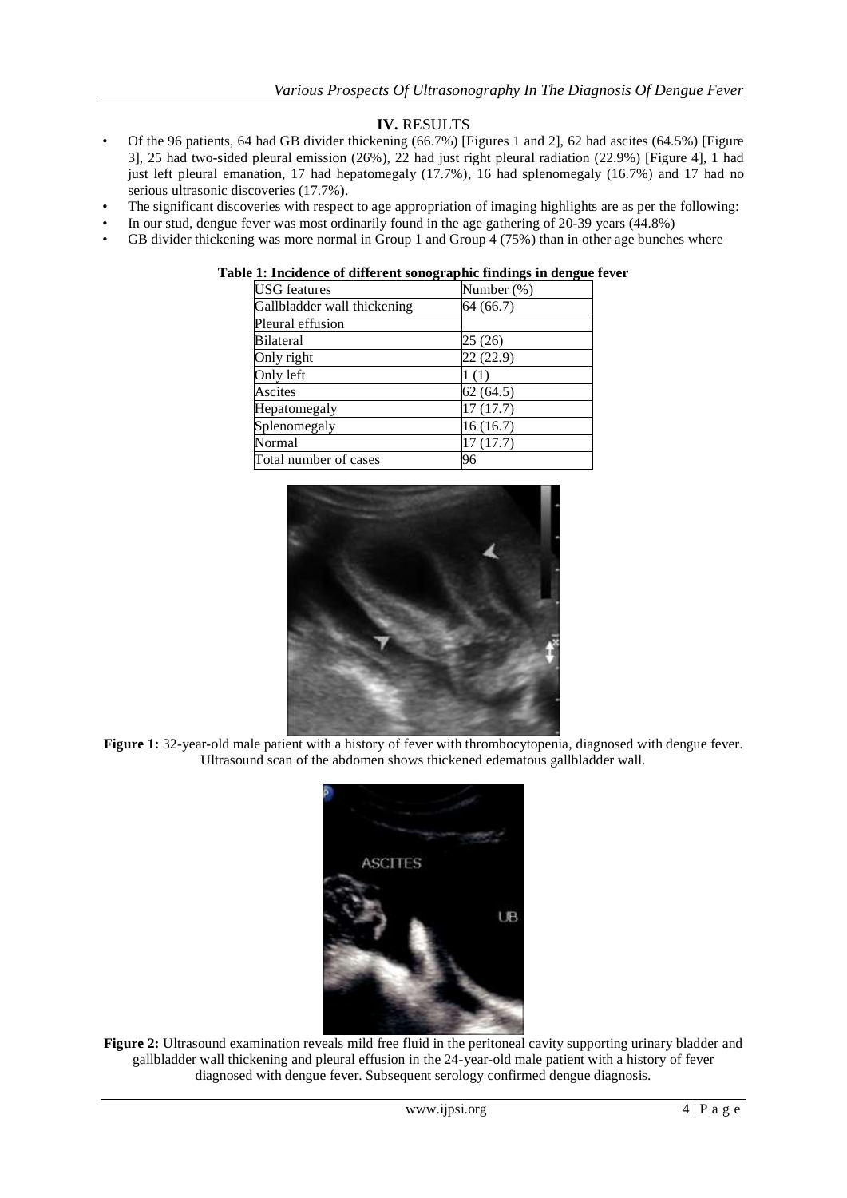## IV. RESULTS

- Of the 96 patients, 64 had GB divider thickening (66.7%) [Figures 1 and 2], 62 had ascites (64.5%) [Figure 3], 25 had two-sided pleural emission (26%), 22 had just right pleural radiation (22.9%) [Figure 4], 1 had just left pleural emanation, 17 had hepatomegaly (17.7%), 16 had splenomegaly (16.7%) and 17 had no serious ultrasonic discoveries (17.7%).
- The significant discoveries with respect to age appropriation of imaging highlights are as per the following:
- In our stud, dengue fever was most ordinarily found in the age gathering of 20-39 years (44.8%)
- GB divider thickening was more normal in Group 1 and Group 4 (75%) than in other age bunches where

**Table 1: Incidence of different sonographic findings in dengue fever**

| USG features | Number (%) |
|---|---|
| Gallbladder wall thickening | 64 (66.7) |
| Pleural effusion | |
| Bilateral | 25 (26) |
| Only right | 22 (22.9) |
| Only left | 1 (1) |
| Ascites | 62 (64.5) |
| Hepatomegaly | 17 (17.7) |
| Splenomegaly | 16 (16.7) |
| Normal | 17 (17.7) |
| Total number of cases | 96 |

**Figure 1:** 32-year-old male patient with a history of fever with thrombocytopenia, diagnosed with dengue fever. Ultrasound scan of the abdomen shows thickened edematous gallbladder wall.

**Figure 2:** Ultrasound examination reveals mild free fluid in the peritoneal cavity supporting urinary bladder and gallbladder wall thickening and pleural effusion in the 24-year-old male patient with a history of fever diagnosed with dengue fever. Subsequent serology confirmed dengue diagnosis.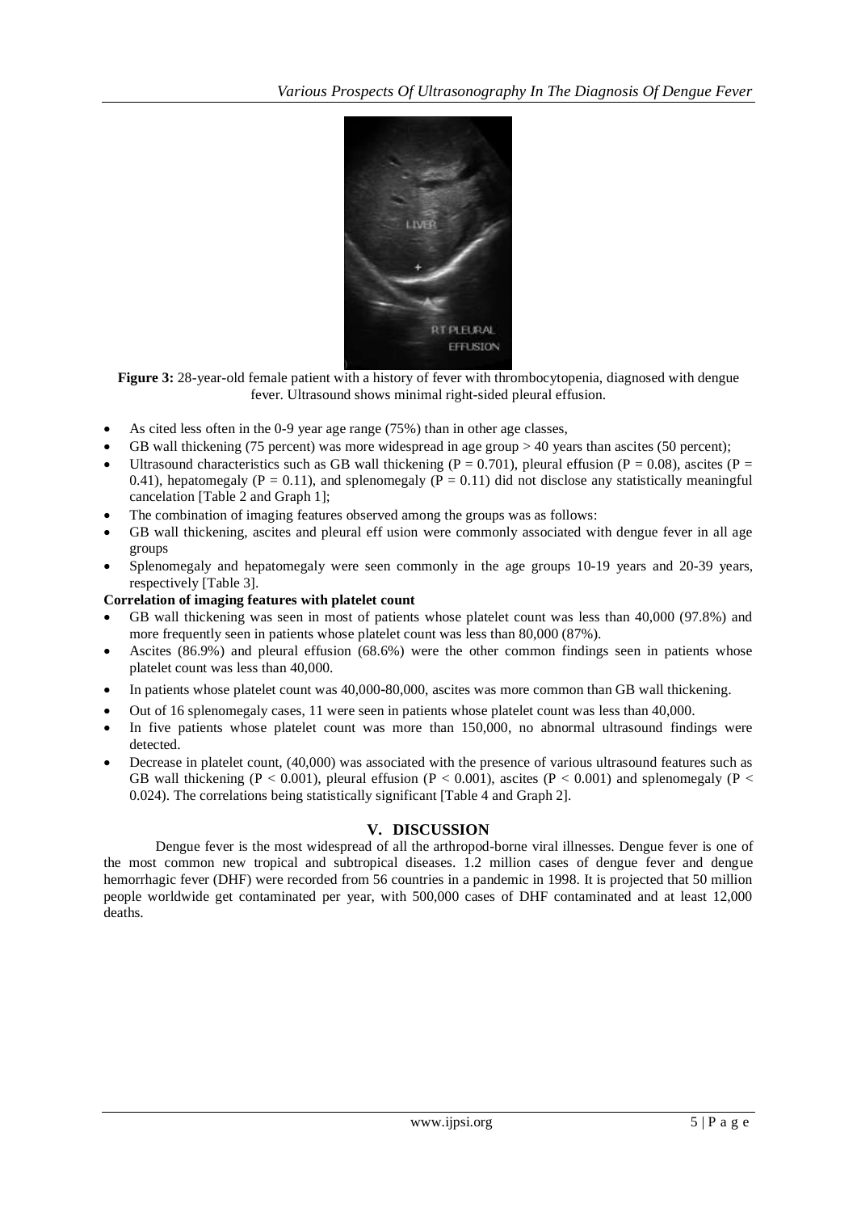**Figure 3:** 28-year-old female patient with a history of fever with thrombocytopenia, diagnosed with dengue fever. Ultrasound shows minimal right-sided pleural effusion.

- As cited less often in the 0-9 year age range (75%) than in other age classes,
- GB wall thickening (75 percent) was more widespread in age group > 40 years than ascites (50 percent);
- Ultrasound characteristics such as GB wall thickening ($P = 0.701$), pleural effusion ($P = 0.08$), ascites ($P = 0.41$), hepatomegaly ($P = 0.11$), and splenomegaly ($P = 0.11$) did not disclose any statistically meaningful cancelation [Table 2 and Graph 1];
- The combination of imaging features observed among the groups was as follows:
- GB wall thickening, ascites and pleural eff usion were commonly associated with dengue fever in all age groups
- Splenomegaly and hepatomegaly were seen commonly in the age groups 10-19 years and 20-39 years, respectively [Table 3].

**Correlation of imaging features with platelet count**

- GB wall thickening was seen in most of patients whose platelet count was less than 40,000 (97.8%) and more frequently seen in patients whose platelet count was less than 80,000 (87%).
- Ascites (86.9%) and pleural effusion (68.6%) were the other common findings seen in patients whose platelet count was less than 40,000.
- In patients whose platelet count was 40,000-80,000, ascites was more common than GB wall thickening.
- Out of 16 splenomegaly cases, 11 were seen in patients whose platelet count was less than 40,000.
- In five patients whose platelet count was more than 150,000, no abnormal ultrasound findings were detected.
- Decrease in platelet count, (40,000) was associated with the presence of various ultrasound features such as GB wall thickening ($P < 0.001$), pleural effusion ($P < 0.001$), ascites ($P < 0.001$) and splenomegaly ($P < 0.024$). The correlations being statistically significant [Table 4 and Graph 2].

## V. DISCUSSION

Dengue fever is the most widespread of all the arthropod-borne viral illnesses. Dengue fever is one of the most common new tropical and subtropical diseases. 1.2 million cases of dengue fever and dengue hemorrhagic fever (DHF) were recorded from 56 countries in a pandemic in 1998. It is projected that 50 million people worldwide get contaminated per year, with 500,000 cases of DHF contaminated and at least 12,000 deaths.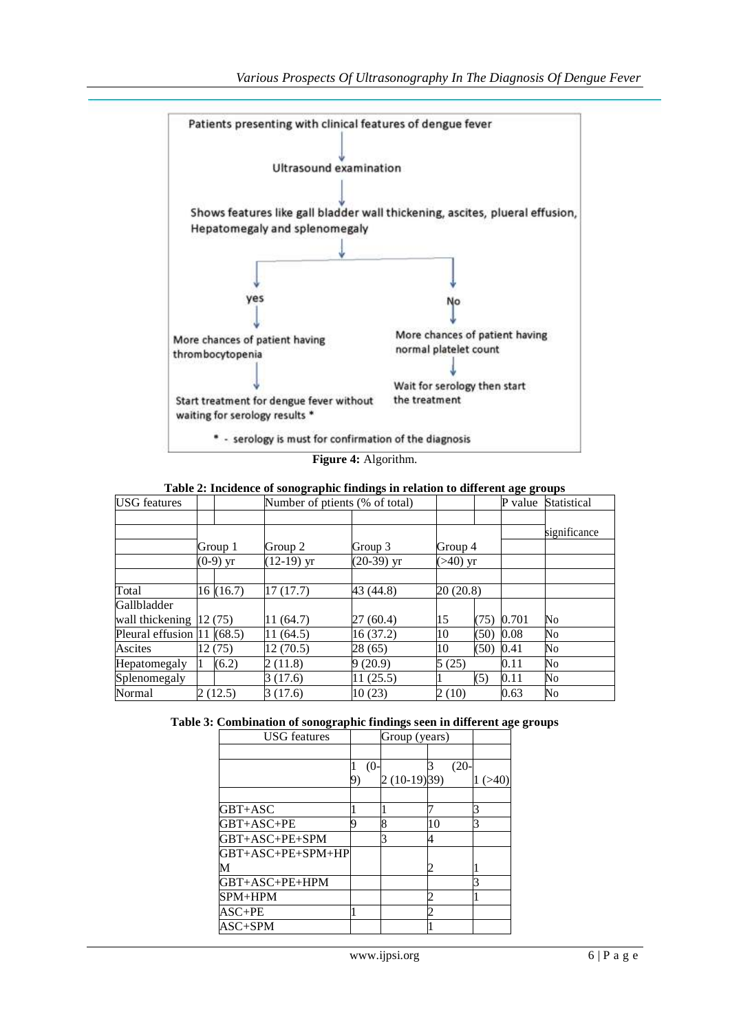Patients presenting with clinical features of dengue fever

↓

Ultrasound examination

↓

Shows features like gall bladder wall thickening, ascites, plueral effusion, Hepatomegaly and splenomegaly

↓

- **yes** → More chances of patient having thrombocytopenia → Start treatment for dengue fever without waiting for serology results *
- **No** → More chances of patient having normal platelet count → Wait for serology then start the treatment

\* - serology is must for confirmation of the diagnosis

**Figure 4:** Algorithm.

**Table 2: Incidence of sonographic findings in relation to different age groups**

| USG features | Number of ptients (% of total) | | | | P value | Statistical significance |
|---|---|---|---|---|---|---|
| | Group 1 (0-9) yr | Group 2 (12-19) yr | Group 3 (20-39) yr | Group 4 (>40) yr | | |
| Total | 16 (16.7) | 17 (17.7) | 43 (44.8) | 20 (20.8) | | |
| Gallbladder wall thickening | 12 (75) | 11 (64.7) | 27 (60.4) | 15 (75) | 0.701 | No |
| Pleural effusion | 11 (68.5) | 11 (64.5) | 16 (37.2) | 10 (50) | 0.08 | No |
| Ascites | 12 (75) | 12 (70.5) | 28 (65) | 10 (50) | 0.41 | No |
| Hepatomegaly | 1 (6.2) | 2 (11.8) | 9 (20.9) | 5 (25) | 0.11 | No |
| Splenomegaly | | 3 (17.6) | 11 (25.5) | 1 (5) | 0.11 | No |
| Normal | 2 (12.5) | 3 (17.6) | 10 (23) | 2 (10) | 0.63 | No |

**Table 3: Combination of sonographic findings seen in different age groups**

| USG features | Group (years) | | | |
|---|---|---|---|---|
| | 1 (0-9) | 2 (10-19) | 3 (20-39) | 1 (>40) |
| GBT+ASC | 1 | 1 | 7 | 3 |
| GBT+ASC+PE | 9 | 8 | 10 | 3 |
| GBT+ASC+PE+SPM | | 3 | 4 | |
| GBT+ASC+PE+SPM+HPM | | | 2 | 1 |
| GBT+ASC+PE+HPM | | | | 3 |
| SPM+HPM | | | 2 | 1 |
| ASC+PE | 1 | | 2 | |
| ASC+SPM | | | 1 | |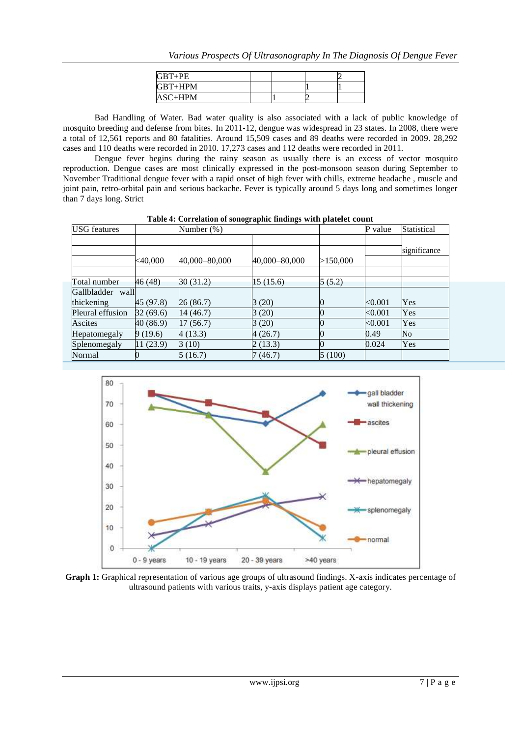| GBT+PE | | | | 2 |
|---|---|---|---|---|
| GBT+HPM | | | 1 | 1 |
| ASC+HPM | | 1 | 2 | |

Bad Handling of Water. Bad water quality is also associated with a lack of public knowledge of mosquito breeding and defense from bites. In 2011-12, dengue was widespread in 23 states. In 2008, there were a total of 12,561 reports and 80 fatalities. Around 15,509 cases and 89 deaths were recorded in 2009. 28,292 cases and 110 deaths were recorded in 2010. 17,273 cases and 112 deaths were recorded in 2011.

Dengue fever begins during the rainy season as usually there is an excess of vector mosquito reproduction. Dengue cases are most clinically expressed in the post-monsoon season during September to November Traditional dengue fever with a rapid onset of high fever with chills, extreme headache , muscle and joint pain, retro-orbital pain and serious backache. Fever is typically around 5 days long and sometimes longer than 7 days long. Strict

**Table 4: Correlation of sonographic findings with platelet count**

| USG features | Number (%) | | | | P value | Statistical significance |
|---|---|---|---|---|---|---|
| | <40,000 | 40,000–80,000 | 40,000–80,000 | >150,000 | | |
| Total number | 46 (48) | 30 (31.2) | 15 (15.6) | 5 (5.2) | | |
| Gallbladder wall thickening | 45 (97.8) | 26 (86.7) | 3 (20) | 0 | <0.001 | Yes |
| Pleural effusion | 32 (69.6) | 14 (46.7) | 3 (20) | 0 | <0.001 | Yes |
| Ascites | 40 (86.9) | 17 (56.7) | 3 (20) | 0 | <0.001 | Yes |
| Hepatomegaly | 9 (19.6) | 4 (13.3) | 4 (26.7) | 0 | 0.49 | No |
| Splenomegaly | 11 (23.9) | 3 (10) | 2 (13.3) | 0 | 0.024 | Yes |
| Normal | 0 | 5 (16.7) | 7 (46.7) | 5 (100) | | |

**Graph 1:** Graphical representation of various age groups of ultrasound findings. X-axis indicates percentage of ultrasound patients with various traits, y-axis displays patient age category.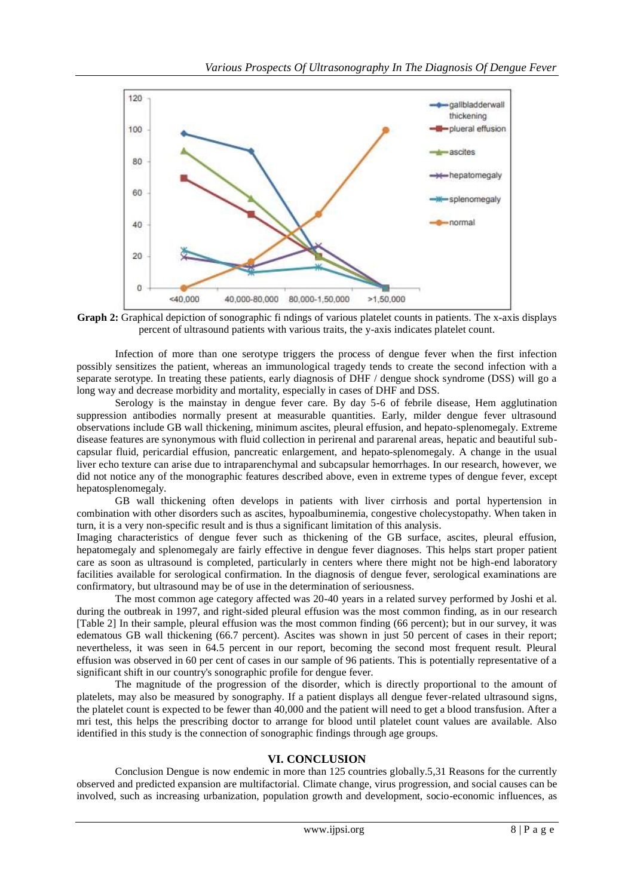**Graph 2:** Graphical depiction of sonographic fi ndings of various platelet counts in patients. The x-axis displays percent of ultrasound patients with various traits, the y-axis indicates platelet count.

Infection of more than one serotype triggers the process of dengue fever when the first infection possibly sensitizes the patient, whereas an immunological tragedy tends to create the second infection with a separate serotype. In treating these patients, early diagnosis of DHF / dengue shock syndrome (DSS) will go a long way and decrease morbidity and mortality, especially in cases of DHF and DSS.

Serology is the mainstay in dengue fever care. By day 5-6 of febrile disease, Hem agglutination suppression antibodies normally present at measurable quantities. Early, milder dengue fever ultrasound observations include GB wall thickening, minimum ascites, pleural effusion, and hepato-splenomegaly. Extreme disease features are synonymous with fluid collection in perirenal and pararenal areas, hepatic and beautiful sub-capsular fluid, pericardial effusion, pancreatic enlargement, and hepato-splenomegaly. A change in the usual liver echo texture can arise due to intraparenchymal and subcapsular hemorrhages. In our research, however, we did not notice any of the monographic features described above, even in extreme types of dengue fever, except hepatosplenomegaly.

GB wall thickening often develops in patients with liver cirrhosis and portal hypertension in combination with other disorders such as ascites, hypoalbuminemia, congestive cholecystopathy. When taken in turn, it is a very non-specific result and is thus a significant limitation of this analysis.

Imaging characteristics of dengue fever such as thickening of the GB surface, ascites, pleural effusion, hepatomegaly and splenomegaly are fairly effective in dengue fever diagnoses. This helps start proper patient care as soon as ultrasound is completed, particularly in centers where there might not be high-end laboratory facilities available for serological confirmation. In the diagnosis of dengue fever, serological examinations are confirmatory, but ultrasound may be of use in the determination of seriousness.

The most common age category affected was 20-40 years in a related survey performed by Joshi et al. during the outbreak in 1997, and right-sided pleural effusion was the most common finding, as in our research [Table 2] In their sample, pleural effusion was the most common finding (66 percent); but in our survey, it was edematous GB wall thickening (66.7 percent). Ascites was shown in just 50 percent of cases in their report; nevertheless, it was seen in 64.5 percent in our report, becoming the second most frequent result. Pleural effusion was observed in 60 per cent of cases in our sample of 96 patients. This is potentially representative of a significant shift in our country's sonographic profile for dengue fever.

The magnitude of the progression of the disorder, which is directly proportional to the amount of platelets, may also be measured by sonography. If a patient displays all dengue fever-related ultrasound signs, the platelet count is expected to be fewer than 40,000 and the patient will need to get a blood transfusion. After a mri test, this helps the prescribing doctor to arrange for blood until platelet count values are available. Also identified in this study is the connection of sonographic findings through age groups.

## VI. CONCLUSION

Conclusion Dengue is now endemic in more than 125 countries globally.5,31 Reasons for the currently observed and predicted expansion are multifactorial. Climate change, virus progression, and social causes can be involved, such as increasing urbanization, population growth and development, socio-economic influences, as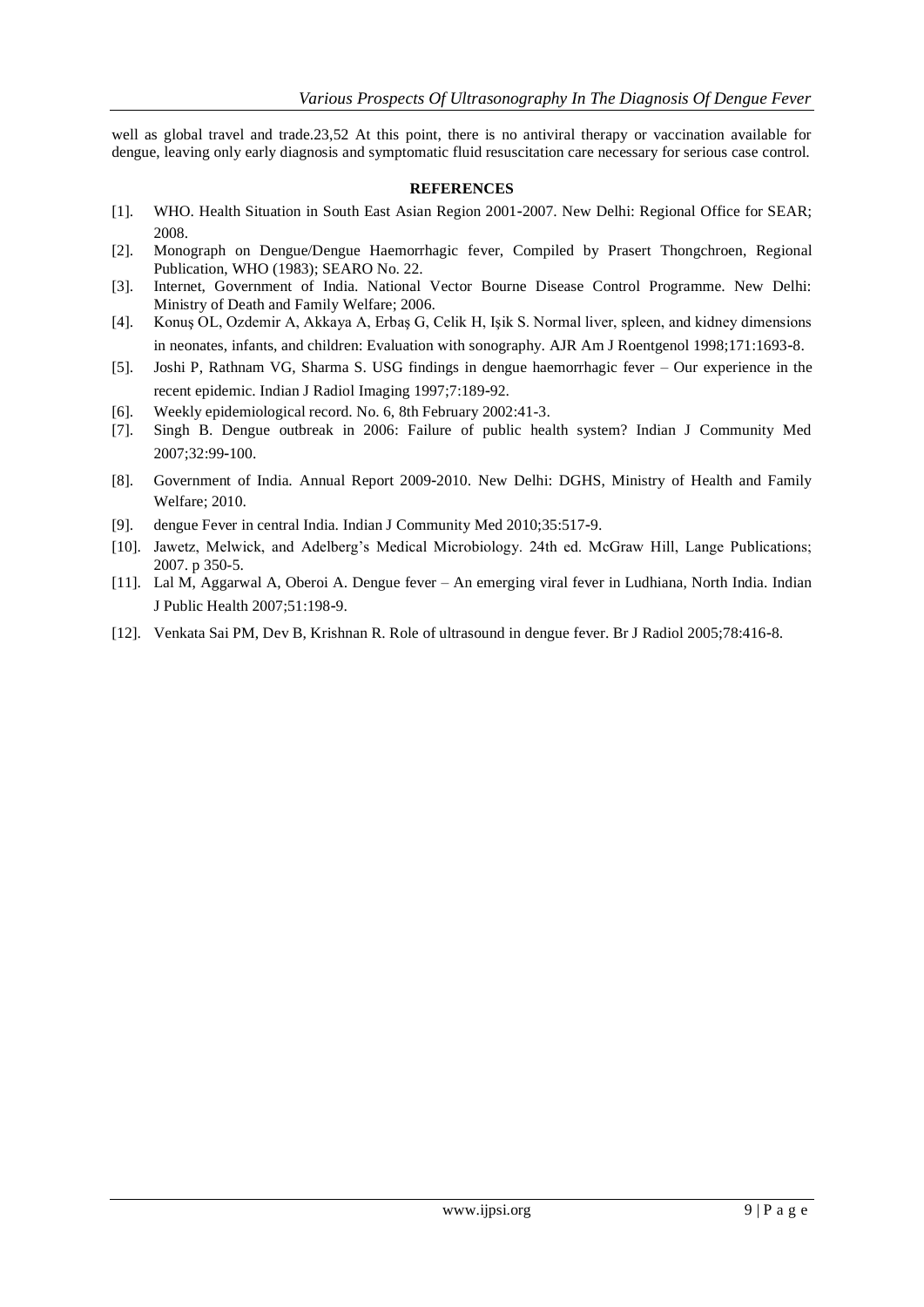well as global travel and trade.23,52 At this point, there is no antiviral therapy or vaccination available for dengue, leaving only early diagnosis and symptomatic fluid resuscitation care necessary for serious case control.

## REFERENCES

[1]. WHO. Health Situation in South East Asian Region 2001-2007. New Delhi: Regional Office for SEAR; 2008.

[2]. Monograph on Dengue/Dengue Haemorrhagic fever, Compiled by Prasert Thongchroen, Regional Publication, WHO (1983); SEARO No. 22.

[3]. Internet, Government of India. National Vector Bourne Disease Control Programme. New Delhi: Ministry of Death and Family Welfare; 2006.

[4]. Konuş OL, Ozdemir A, Akkaya A, Erbaş G, Celik H, Işik S. Normal liver, spleen, and kidney dimensions in neonates, infants, and children: Evaluation with sonography. AJR Am J Roentgenol 1998;171:1693-8.

[5]. Joshi P, Rathnam VG, Sharma S. USG findings in dengue haemorrhagic fever – Our experience in the recent epidemic. Indian J Radiol Imaging 1997;7:189-92.

[6]. Weekly epidemiological record. No. 6, 8th February 2002:41-3.

[7]. Singh B. Dengue outbreak in 2006: Failure of public health system? Indian J Community Med 2007;32:99-100.

[8]. Government of India. Annual Report 2009-2010. New Delhi: DGHS, Ministry of Health and Family Welfare; 2010.

[9]. dengue Fever in central India. Indian J Community Med 2010;35:517-9.

[10]. Jawetz, Melwick, and Adelberg's Medical Microbiology. 24th ed. McGraw Hill, Lange Publications; 2007. p 350-5.

[11]. Lal M, Aggarwal A, Oberoi A. Dengue fever – An emerging viral fever in Ludhiana, North India. Indian J Public Health 2007;51:198-9.

[12]. Venkata Sai PM, Dev B, Krishnan R. Role of ultrasound in dengue fever. Br J Radiol 2005;78:416-8.